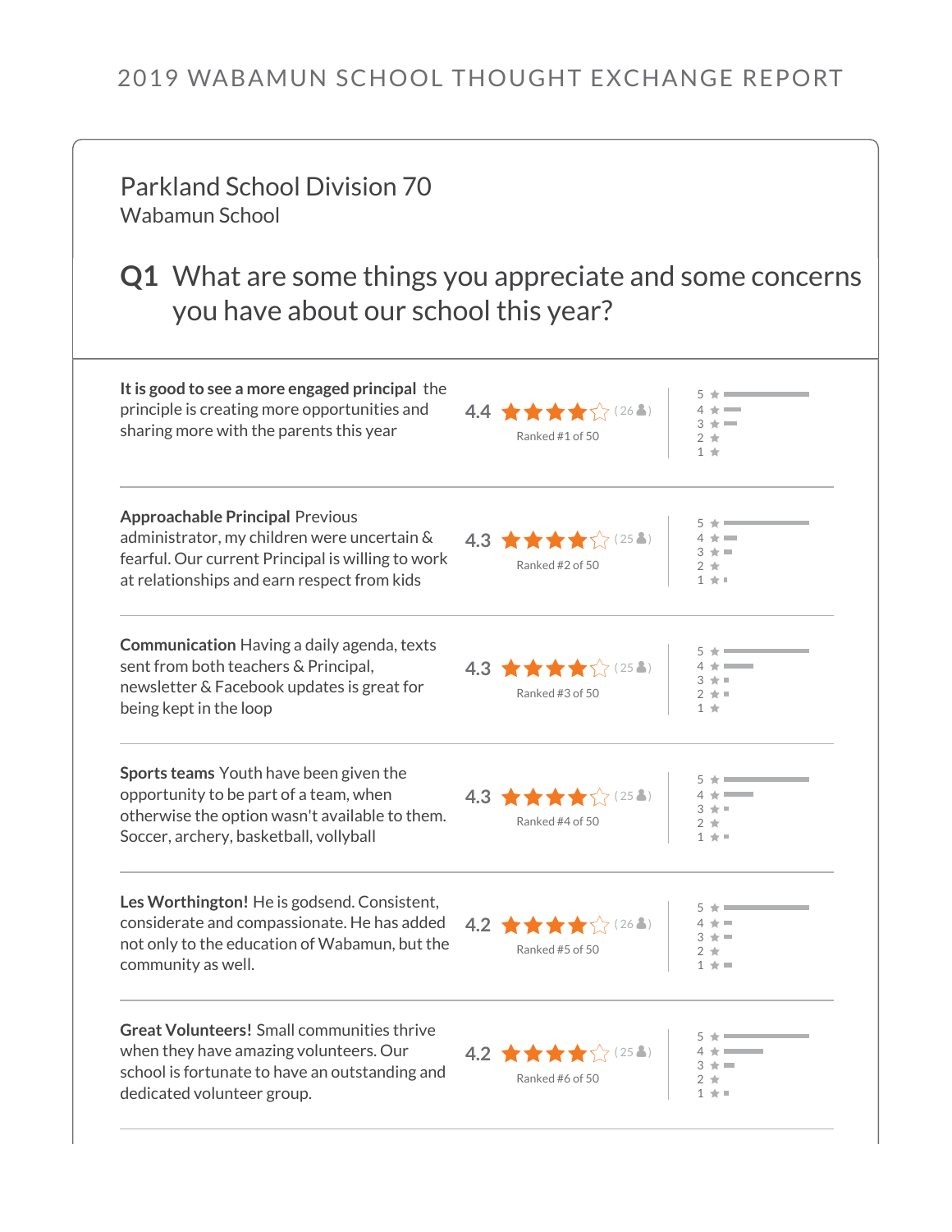# 2019 WABAMUN SCHOOL THOUGHT EXCHANGE REPORT

## Parkland School Division 70

Wabamun School

## Q1 What are some things you appreciate and some concerns you have about our school this year?

**It is good to see a more engaged principal** the principle is creating more opportunities and sharing more with the parents this year

4.4 (26) Ranked #1 of 50

---

**Approachable Principal** Previous administrator, my children were uncertain & fearful. Our current Principal is willing to work at relationships and earn respect from kids

4.3 (25) Ranked #2 of 50

---

**Communication** Having a daily agenda, texts sent from both teachers & Principal, newsletter & Facebook updates is great for being kept in the loop

4.3 (25) Ranked #3 of 50

---

**Sports teams** Youth have been given the opportunity to be part of a team, when otherwise the option wasn't available to them. Soccer, archery, basketball, vollyball

4.3 (25) Ranked #4 of 50

---

**Les Worthington!** He is godsend. Consistent, considerate and compassionate. He has added not only to the education of Wabamun, but the community as well.

4.2 (26) Ranked #5 of 50

---

**Great Volunteers!** Small communities thrive when they have amazing volunteers. Our school is fortunate to have an outstanding and dedicated volunteer group.

4.2 (25) Ranked #6 of 50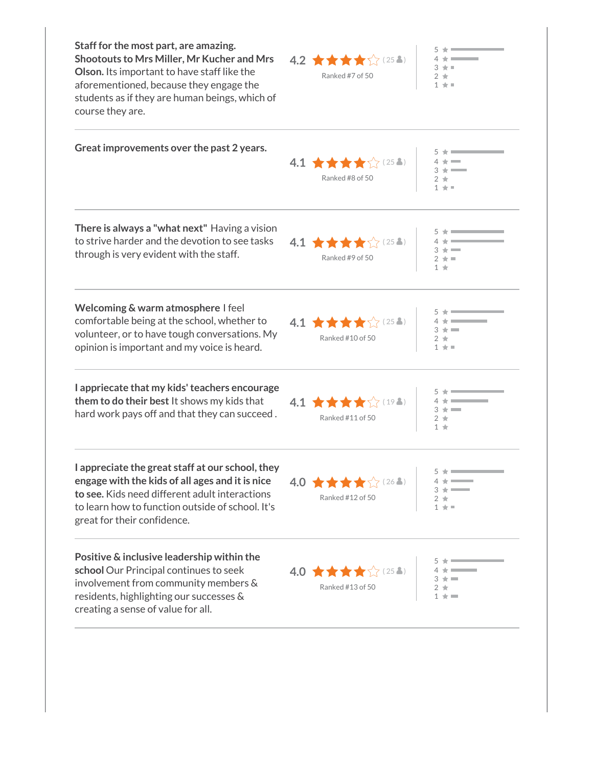**Staff for the most part, are amazing. Shootouts to Mrs Miller, Mr Kucher and Mrs Olson.** Its important to have staff like the aforementioned, because they engage the students as if they are human beings, which of course they are.

4.2 ★★★★☆ (25)
Ranked #7 of 50

---

**Great improvements over the past 2 years.**

4.1 ★★★★☆ (25)
Ranked #8 of 50

---

**There is always a "what next"** Having a vision to strive harder and the devotion to see tasks through is very evident with the staff.

4.1 ★★★★☆ (25)
Ranked #9 of 50

---

**Welcoming & warm atmosphere** I feel comfortable being at the school, whether to volunteer, or to have tough conversations. My opinion is important and my voice is heard.

4.1 ★★★★☆ (25)
Ranked #10 of 50

---

**I appriecate that my kids' teachers encourage them to do their best** It shows my kids that hard work pays off and that they can succeed .

4.1 ★★★★☆ (19)
Ranked #11 of 50

---

**I appreciate the great staff at our school, they engage with the kids of all ages and it is nice to see.** Kids need different adult interactions to learn how to function outside of school. It's great for their confidence.

4.0 ★★★★☆ (26)
Ranked #12 of 50

---

**Positive & inclusive leadership within the school** Our Principal continues to seek involvement from community members & residents, highlighting our successes & creating a sense of value for all.

4.0 ★★★★☆ (25)
Ranked #13 of 50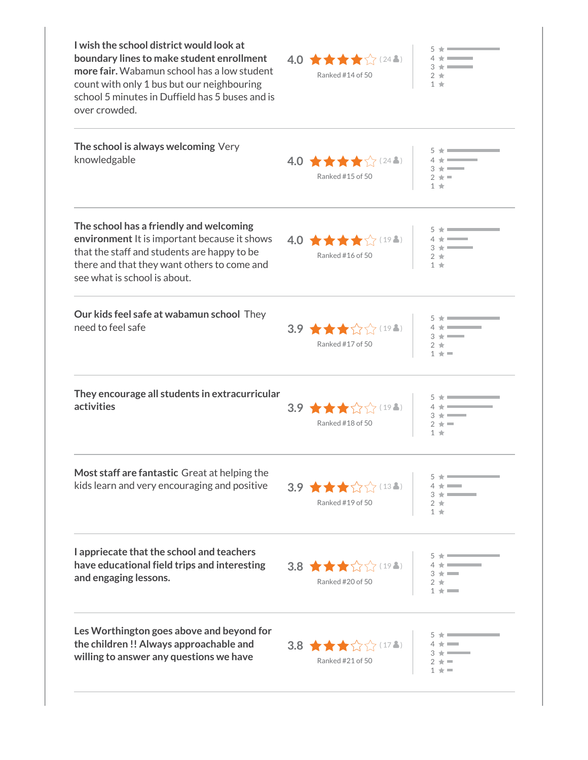**I wish the school district would look at boundary lines to make student enrollment more fair.** Wabamun school has a low student count with only 1 bus but our neighbouring school 5 minutes in Duffield has 5 buses and is over crowded.

4.0 (24) Ranked #14 of 50

---

**The school is always welcoming** Very knowledgable

4.0 (24) Ranked #15 of 50

---

**The school has a friendly and welcoming environment** It is important because it shows that the staff and students are happy to be there and that they want others to come and see what is school is about.

4.0 (19) Ranked #16 of 50

---

**Our kids feel safe at wabamun school** They need to feel safe

3.9 (19) Ranked #17 of 50

---

**They encourage all students in extracurricular activities**

3.9 (19) Ranked #18 of 50

---

**Most staff are fantastic** Great at helping the kids learn and very encouraging and positive

3.9 (13) Ranked #19 of 50

---

**I appriecate that the school and teachers have educational field trips and interesting and engaging lessons.**

3.8 (19) Ranked #20 of 50

---

**Les Worthington goes above and beyond for the children !! Always approachable and willing to answer any questions we have**

3.8 (17) Ranked #21 of 50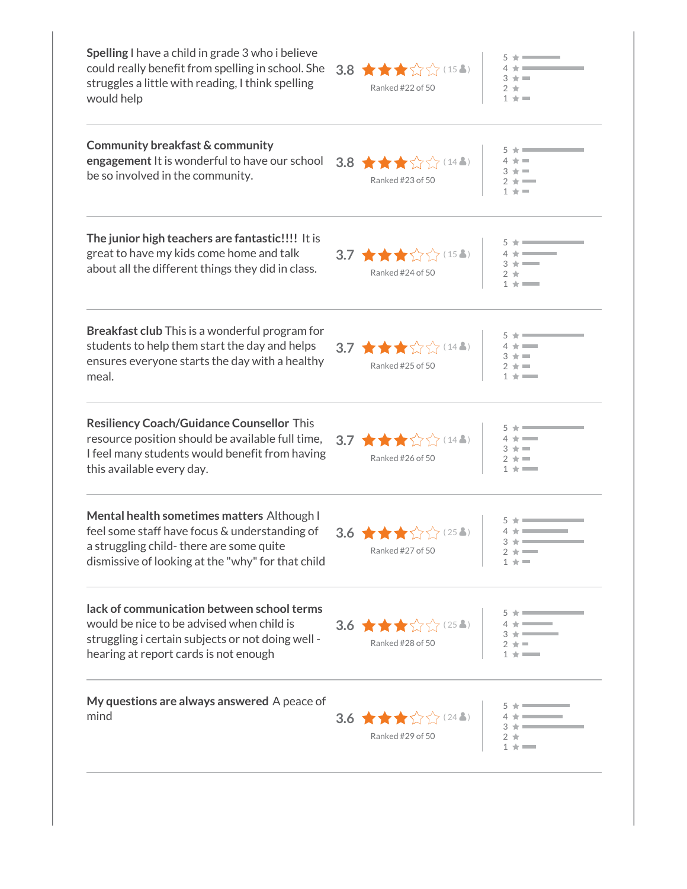**Spelling** I have a child in grade 3 who i believe could really benefit from spelling in school. She struggles a little with reading, I think spelling would help

3.8 (15) Ranked #22 of 50

---

**Community breakfast & community engagement** It is wonderful to have our school be so involved in the community.

3.8 (14) Ranked #23 of 50

---

**The junior high teachers are fantastic!!!!** It is great to have my kids come home and talk about all the different things they did in class.

3.7 (15) Ranked #24 of 50

---

**Breakfast club** This is a wonderful program for students to help them start the day and helps ensures everyone starts the day with a healthy meal.

3.7 (14) Ranked #25 of 50

---

**Resiliency Coach/Guidance Counsellor** This resource position should be available full time, I feel many students would benefit from having this available every day.

3.7 (14) Ranked #26 of 50

---

**Mental health sometimes matters** Although I feel some staff have focus & understanding of a struggling child- there are some quite dismissive of looking at the "why" for that child

3.6 (25) Ranked #27 of 50

---

**lack of communication between school terms** would be nice to be advised when child is struggling i certain subjects or not doing well - hearing at report cards is not enough

3.6 (25) Ranked #28 of 50

---

**My questions are always answered** A peace of mind

3.6 (24) Ranked #29 of 50

---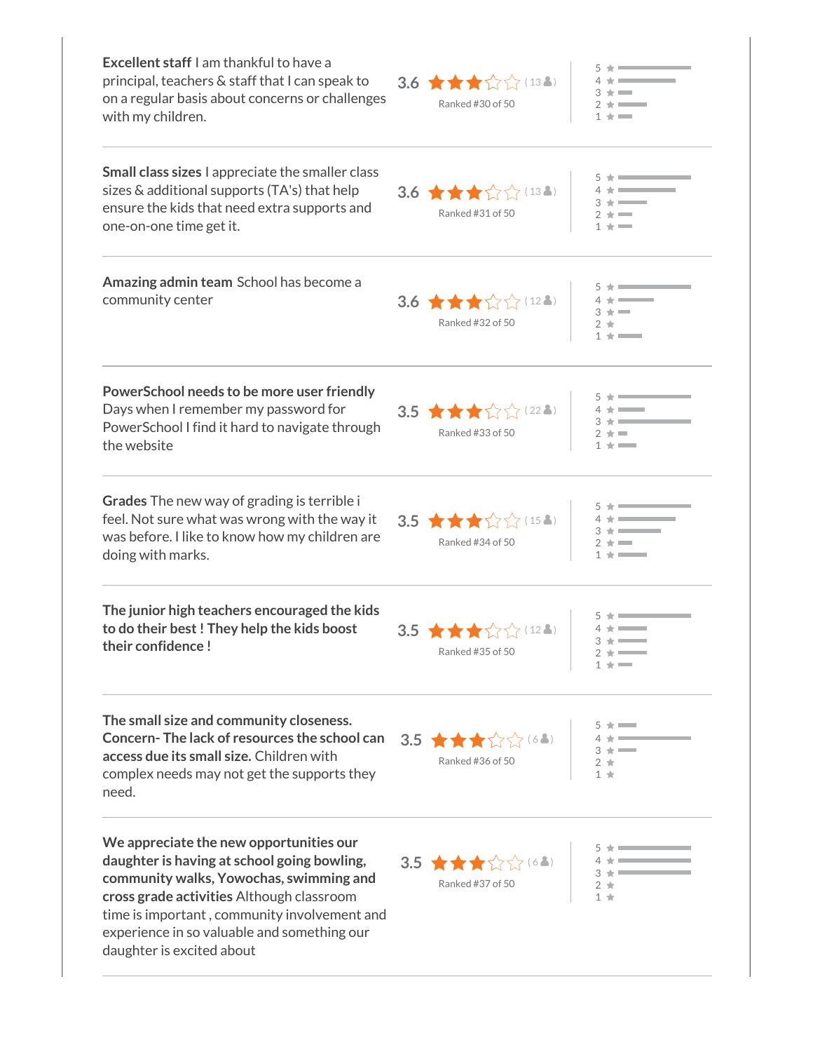**Excellent staff** I am thankful to have a principal, teachers & staff that I can speak to on a regular basis about concerns or challenges with my children.

3.6 ★★★☆☆ (13) Ranked #30 of 50

---

**Small class sizes** I appreciate the smaller class sizes & additional supports (TA's) that help ensure the kids that need extra supports and one-on-one time get it.

3.6 ★★★☆☆ (13) Ranked #31 of 50

---

**Amazing admin team** School has become a community center

3.6 ★★★☆☆ (12) Ranked #32 of 50

---

**PowerSchool needs to be more user friendly** Days when I remember my password for PowerSchool I find it hard to navigate through the website

3.5 ★★★☆☆ (22) Ranked #33 of 50

---

**Grades** The new way of grading is terrible i feel. Not sure what was wrong with the way it was before. I like to know how my children are doing with marks.

3.5 ★★★☆☆ (15) Ranked #34 of 50

---

**The junior high teachers encouraged the kids to do their best ! They help the kids boost their confidence !**

3.5 ★★★☆☆ (12) Ranked #35 of 50

---

**The small size and community closeness. Concern- The lack of resources the school can access due its small size.** Children with complex needs may not get the supports they need.

3.5 ★★★☆☆ (6) Ranked #36 of 50

---

**We appreciate the new opportunities our daughter is having at school going bowling, community walks, Yowochas, swimming and cross grade activities** Although classroom time is important , community involvement and experience in so valuable and something our daughter is excited about

3.5 ★★★☆☆ (6) Ranked #37 of 50

---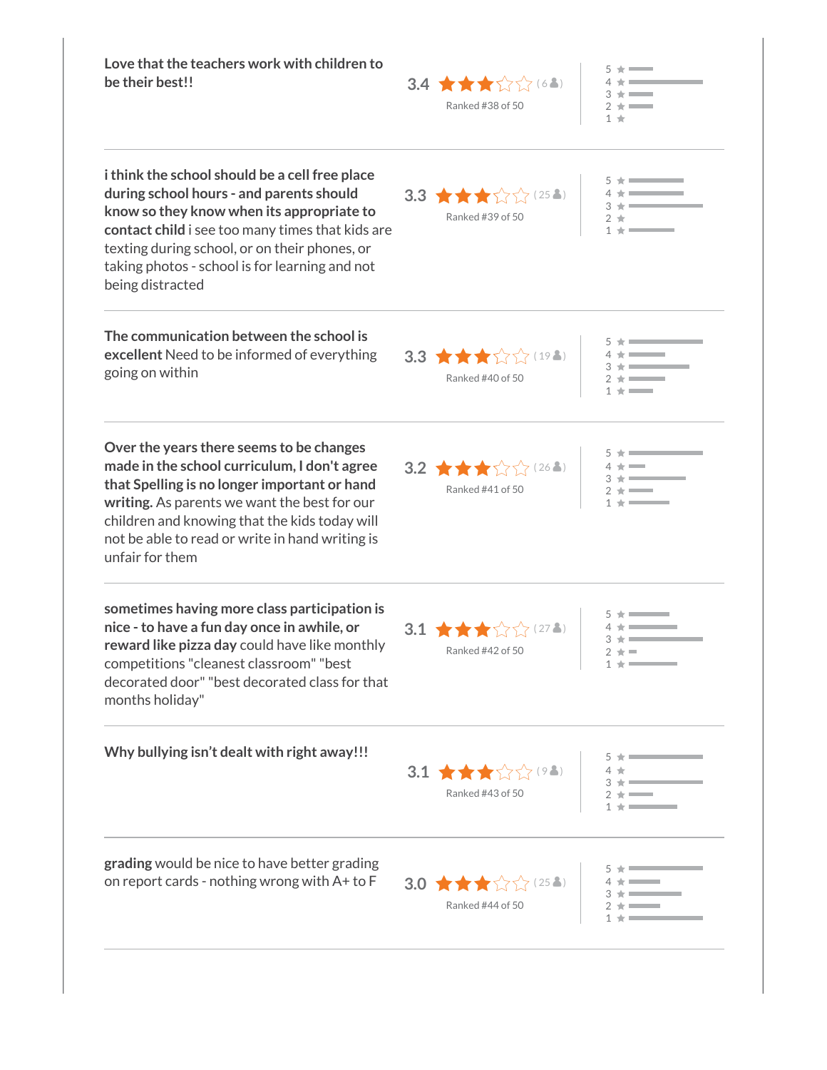**Love that the teachers work with children to be their best!!**

3.4 (6) Ranked #38 of 50

---

**i think the school should be a cell free place during school hours - and parents should know so they know when its appropriate to contact child** i see too many times that kids are texting during school, or on their phones, or taking photos - school is for learning and not being distracted

3.3 (25) Ranked #39 of 50

---

**The communication between the school is excellent** Need to be informed of everything going on within

3.3 (19) Ranked #40 of 50

---

**Over the years there seems to be changes made in the school curriculum, I don't agree that Spelling is no longer important or hand writing.** As parents we want the best for our children and knowing that the kids today will not be able to read or write in hand writing is unfair for them

3.2 (26) Ranked #41 of 50

---

**sometimes having more class participation is nice - to have a fun day once in awhile, or reward like pizza day** could have like monthly competitions "cleanest classroom" "best decorated door" "best decorated class for that months holiday"

3.1 (27) Ranked #42 of 50

---

**Why bullying isn't dealt with right away!!!**

3.1 (9) Ranked #43 of 50

---

**grading** would be nice to have better grading on report cards - nothing wrong with A+ to F

3.0 (25) Ranked #44 of 50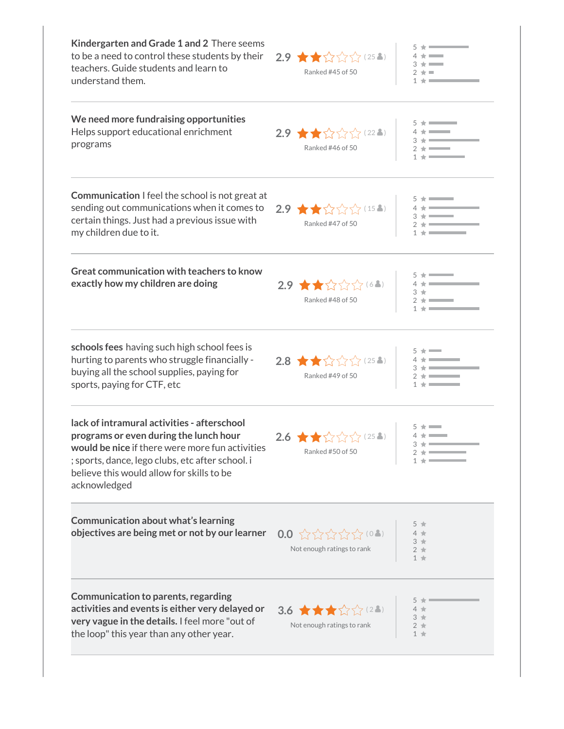**Kindergarten and Grade 1 and 2** There seems to be a need to control these students by their teachers. Guide students and learn to understand them.

2.9 (25) Ranked #45 of 50

---

**We need more fundraising opportunities** Helps support educational enrichment programs

2.9 (22) Ranked #46 of 50

---

**Communication** I feel the school is not great at sending out communications when it comes to certain things. Just had a previous issue with my children due to it.

2.9 (15) Ranked #47 of 50

---

**Great communication with teachers to know exactly how my children are doing**

2.9 (6) Ranked #48 of 50

---

**schools fees** having such high school fees is hurting to parents who struggle financially - buying all the school supplies, paying for sports, paying for CTF, etc

2.8 (25) Ranked #49 of 50

---

**lack of intramural activities - afterschool programs or even during the lunch hour would be nice** if there were more fun activities ; sports, dance, lego clubs, etc after school. i believe this would allow for skills to be acknowledged

2.6 (25) Ranked #50 of 50

---

**Communication about what's learning objectives are being met or not by our learner**

0.0 (0) Not enough ratings to rank

---

**Communication to parents, regarding activities and events is either very delayed or very vague in the details.** I feel more "out of the loop" this year than any other year.

3.6 (2) Not enough ratings to rank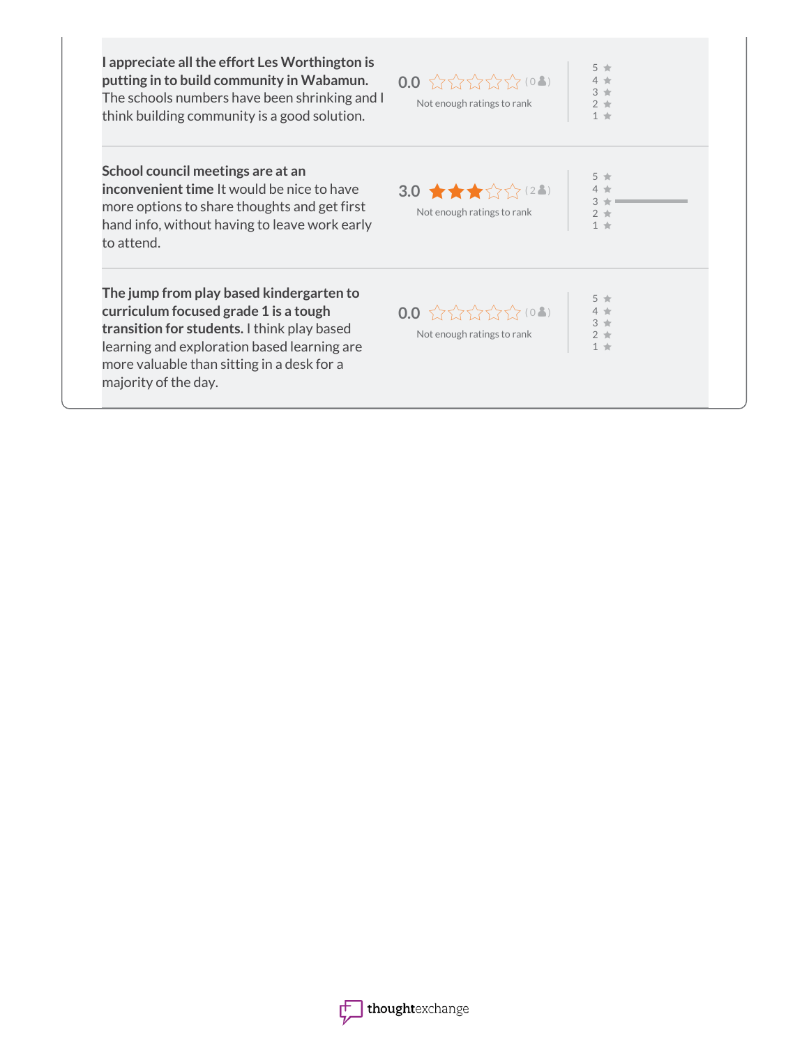**I appreciate all the effort Les Worthington is putting in to build community in Wabamun.** The schools numbers have been shrinking and I think building community is a good solution.

0.0 (0)

Not enough ratings to rank

5
4
3
2
1

**School council meetings are at an inconvenient time** It would be nice to have more options to share thoughts and get first hand info, without having to leave work early to attend.

3.0 (2)

Not enough ratings to rank

5
4
3
2
1

**The jump from play based kindergarten to curriculum focused grade 1 is a tough transition for students.** I think play based learning and exploration based learning are more valuable than sitting in a desk for a majority of the day.

0.0 (0)

Not enough ratings to rank

5
4
3
2
1